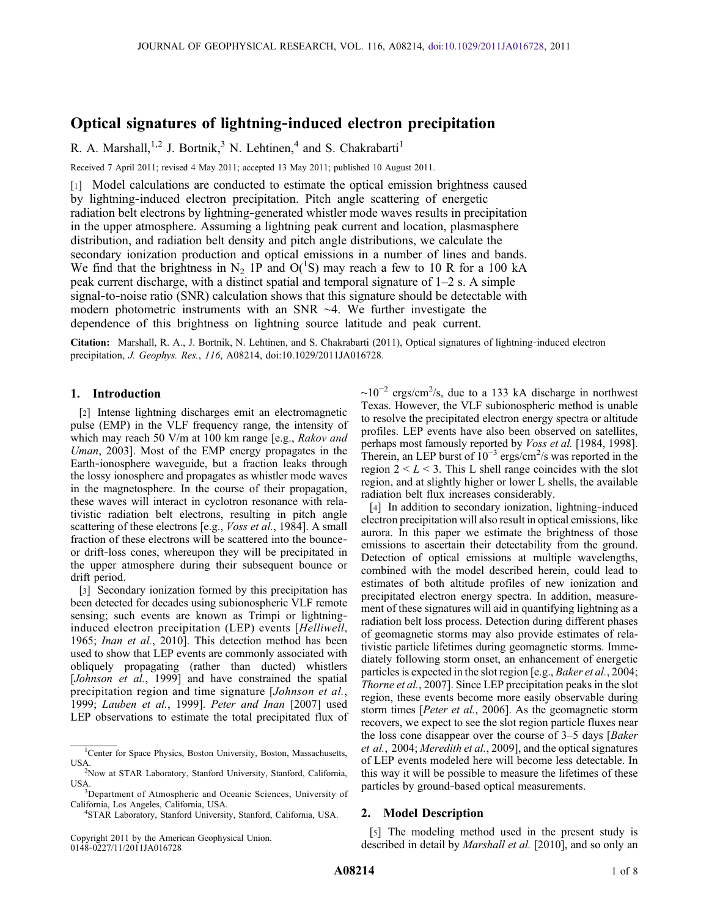# Optical signatures of lightning-induced electron precipitation

R. A. Marshall,[1,2] J. Bortnik,[3] N. Lehtinen,[4] and S. Chakrabarti[1]

Received 7 April 2011; revised 4 May 2011; accepted 13 May 2011; published 10 August 2011.

[1] Model calculations are conducted to estimate the optical emission brightness caused by lightning-induced electron precipitation. Pitch angle scattering of energetic radiation belt electrons by lightning-generated whistler mode waves results in precipitation in the upper atmosphere. Assuming a lightning peak current and location, plasmasphere distribution, and radiation belt density and pitch angle distributions, we calculate the secondary ionization production and optical emissions in a number of lines and bands. We find that the brightness in $N_2$ 1P and $O(^1S)$ may reach a few to 10 R for a 100 kA peak current discharge, with a distinct spatial and temporal signature of 1–2 s. A simple signal-to-noise ratio (SNR) calculation shows that this signature should be detectable with modern photometric instruments with an SNR ~4. We further investigate the dependence of this brightness on lightning source latitude and peak current.

**Citation:** Marshall, R. A., J. Bortnik, N. Lehtinen, and S. Chakrabarti (2011), Optical signatures of lightning-induced electron precipitation, *J. Geophys. Res.*, *116*, A08214, doi:10.1029/2011JA016728.

## 1. Introduction

[2] Intense lightning discharges emit an electromagnetic pulse (EMP) in the VLF frequency range, the intensity of which may reach 50 V/m at 100 km range [e.g., *Rakov and Uman*, 2003]. Most of the EMP energy propagates in the Earth-ionosphere waveguide, but a fraction leaks through the lossy ionosphere and propagates as whistler mode waves in the magnetosphere. In the course of their propagation, these waves will interact in cyclotron resonance with relativistic radiation belt electrons, resulting in pitch angle scattering of these electrons [e.g., *Voss et al.*, 1984]. A small fraction of these electrons will be scattered into the bounce- or drift-loss cones, whereupon they will be precipitated in the upper atmosphere during their subsequent bounce or drift period.

[3] Secondary ionization formed by this precipitation has been detected for decades using subionospheric VLF remote sensing; such events are known as Trimpi or lightning-induced electron precipitation (LEP) events [*Helliwell*, 1965; *Inan et al.*, 2010]. This detection method has been used to show that LEP events are commonly associated with obliquely propagating (rather than ducted) whistlers [*Johnson et al.*, 1999] and have constrained the spatial precipitation region and time signature [*Johnson et al.*, 1999; *Lauben et al.*, 1999]. *Peter and Inan* [2007] used LEP observations to estimate the total precipitated flux of ~$10^{-2}$ ergs/cm$^2$/s, due to a 133 kA discharge in northwest Texas. However, the VLF subionospheric method is unable to resolve the precipitated electron energy spectra or altitude profiles. LEP events have also been observed on satellites, perhaps most famously reported by *Voss et al.* [1984, 1998]. Therein, an LEP burst of $10^{-3}$ ergs/cm$^2$/s was reported in the region $2 < L < 3$. This L shell range coincides with the slot region, and at slightly higher or lower L shells, the available radiation belt flux increases considerably.

[4] In addition to secondary ionization, lightning-induced electron precipitation will also result in optical emissions, like aurora. In this paper we estimate the brightness of those emissions to ascertain their detectability from the ground. Detection of optical emissions at multiple wavelengths, combined with the model described herein, could lead to estimates of both altitude profiles of new ionization and precipitated electron energy spectra. In addition, measurement of these signatures will aid in quantifying lightning as a radiation belt loss process. Detection during different phases of geomagnetic storms may also provide estimates of relativistic particle lifetimes during geomagnetic storms. Immediately following storm onset, an enhancement of energetic particles is expected in the slot region [e.g., *Baker et al.*, 2004; *Thorne et al.*, 2007]. Since LEP precipitation peaks in the slot region, these events become more easily observable during storm times [*Peter et al.*, 2006]. As the geomagnetic storm recovers, we expect to see the slot region particle fluxes near the loss cone disappear over the course of 3–5 days [*Baker et al.*, 2004; *Meredith et al.*, 2009], and the optical signatures of LEP events modeled here will become less detectable. In this way it will be possible to measure the lifetimes of these particles by ground-based optical measurements.

## 2. Model Description

[5] The modeling method used in the present study is described in detail by *Marshall et al.* [2010], and so only an

---

[1] Center for Space Physics, Boston University, Boston, Massachusetts, USA.

[2] Now at STAR Laboratory, Stanford University, Stanford, California, USA.

[3] Department of Atmospheric and Oceanic Sciences, University of California, Los Angeles, California, USA.

[4] STAR Laboratory, Stanford University, Stanford, California, USA.

Copyright 2011 by the American Geophysical Union.
0148-0227/11/2011JA016728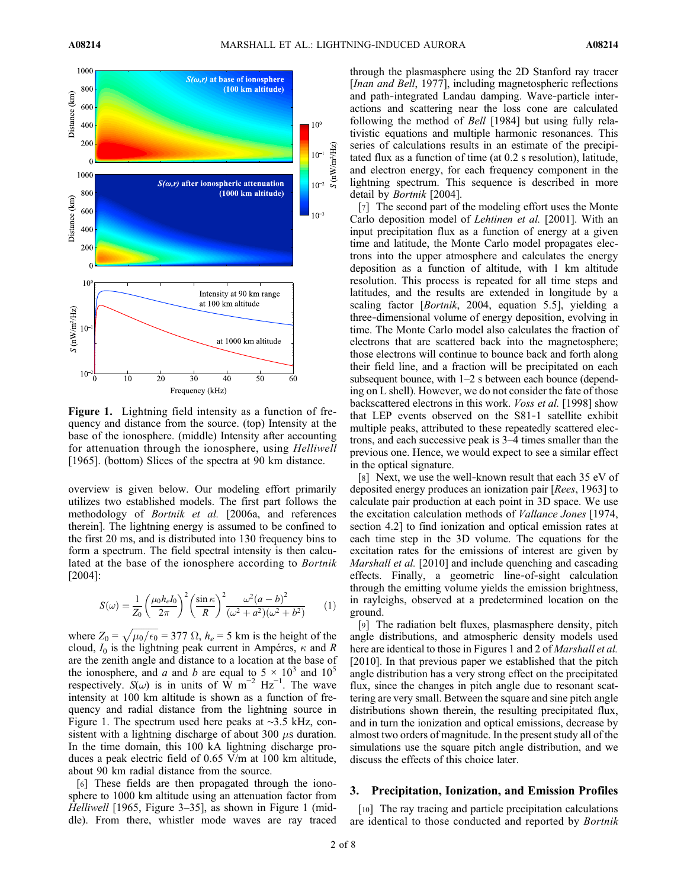Figure 1. Lightning field intensity as a function of frequency and distance from the source. (top) Intensity at the base of the ionosphere. (middle) Intensity after accounting for attenuation through the ionosphere, using *Helliwell* [1965]. (bottom) Slices of the spectra at 90 km distance.

overview is given below. Our modeling effort primarily utilizes two established models. The first part follows the methodology of *Bortnik et al.* [2006a, and references therein]. The lightning energy is assumed to be confined to the first 20 ms, and is distributed into 130 frequency bins to form a spectrum. The field spectral intensity is then calculated at the base of the ionosphere according to *Bortnik* [2004]:

$$S(\omega) = \frac{1}{Z_0}\left(\frac{\mu_0 h_e I_0}{2\pi}\right)^2 \left(\frac{\sin\kappa}{R}\right)^2 \frac{\omega^2(a-b)^2}{(\omega^2+a^2)(\omega^2+b^2)} \qquad (1)$$

where $Z_0 = \sqrt{\mu_0/\epsilon_0} = 377\ \Omega$, $h_e = 5$ km is the height of the cloud, $I_0$ is the lightning peak current in Ampéres, $\kappa$ and $R$ are the zenith angle and distance to a location at the base of the ionosphere, and $a$ and $b$ are equal to $5 \times 10^3$ and $10^5$ respectively. $S(\omega)$ is in units of W $m^{-2}$ $Hz^{-1}$. The wave intensity at 100 km altitude is shown as a function of frequency and radial distance from the lightning source in Figure 1. The spectrum used here peaks at ~3.5 kHz, consistent with a lightning discharge of about 300 $\mu$s duration. In the time domain, this 100 kA lightning discharge produces a peak electric field of 0.65 V/m at 100 km altitude, about 90 km radial distance from the source.

[6] These fields are then propagated through the ionosphere to 1000 km altitude using an attenuation factor from *Helliwell* [1965, Figure 3–35], as shown in Figure 1 (middle). From there, whistler mode waves are ray traced through the plasmasphere using the 2D Stanford ray tracer [*Inan and Bell*, 1977], including magnetospheric reflections and path-integrated Landau damping. Wave-particle interactions and scattering near the loss cone are calculated following the method of *Bell* [1984] but using fully relativistic equations and multiple harmonic resonances. This series of calculations results in an estimate of the precipitated flux as a function of time (at 0.2 s resolution), latitude, and electron energy, for each frequency component in the lightning spectrum. This sequence is described in more detail by *Bortnik* [2004].

[7] The second part of the modeling effort uses the Monte Carlo deposition model of *Lehtinen et al.* [2001]. With an input precipitation flux as a function of energy at a given time and latitude, the Monte Carlo model propagates electrons into the upper atmosphere and calculates the energy deposition as a function of altitude, with 1 km altitude resolution. This process is repeated for all time steps and latitudes, and the results are extended in longitude by a scaling factor [*Bortnik*, 2004, equation 5.5], yielding a three-dimensional volume of energy deposition, evolving in time. The Monte Carlo model also calculates the fraction of electrons that are scattered back into the magnetosphere; those electrons will continue to bounce back and forth along their field line, and a fraction will be precipitated on each subsequent bounce, with 1–2 s between each bounce (depending on L shell). However, we do not consider the fate of those backscattered electrons in this work. *Voss et al.* [1998] show that LEP events observed on the S81-1 satellite exhibit multiple peaks, attributed to these repeatedly scattered electrons, and each successive peak is 3–4 times smaller than the previous one. Hence, we would expect to see a similar effect in the optical signature.

[8] Next, we use the well-known result that each 35 eV of deposited energy produces an ionization pair [*Rees*, 1963] to calculate pair production at each point in 3D space. We use the excitation calculation methods of *Vallance Jones* [1974, section 4.2] to find ionization and optical emission rates at each time step in the 3D volume. The equations for the excitation rates for the emissions of interest are given by *Marshall et al.* [2010] and include quenching and cascading effects. Finally, a geometric line-of-sight calculation through the emitting volume yields the emission brightness, in rayleighs, observed at a predetermined location on the ground.

[9] The radiation belt fluxes, plasmasphere density, pitch angle distributions, and atmospheric density models used here are identical to those in Figures 1 and 2 of *Marshall et al.* [2010]. In that previous paper we established that the pitch angle distribution has a very strong effect on the precipitated flux, since the changes in pitch angle due to resonant scattering are very small. Between the square and sine pitch angle distributions shown therein, the resulting precipitated flux, and in turn the ionization and optical emissions, decrease by almost two orders of magnitude. In the present study all of the simulations use the square pitch angle distribution, and we discuss the effects of this choice later.

## 3. Precipitation, Ionization, and Emission Profiles

[10] The ray tracing and particle precipitation calculations are identical to those conducted and reported by *Bortnik*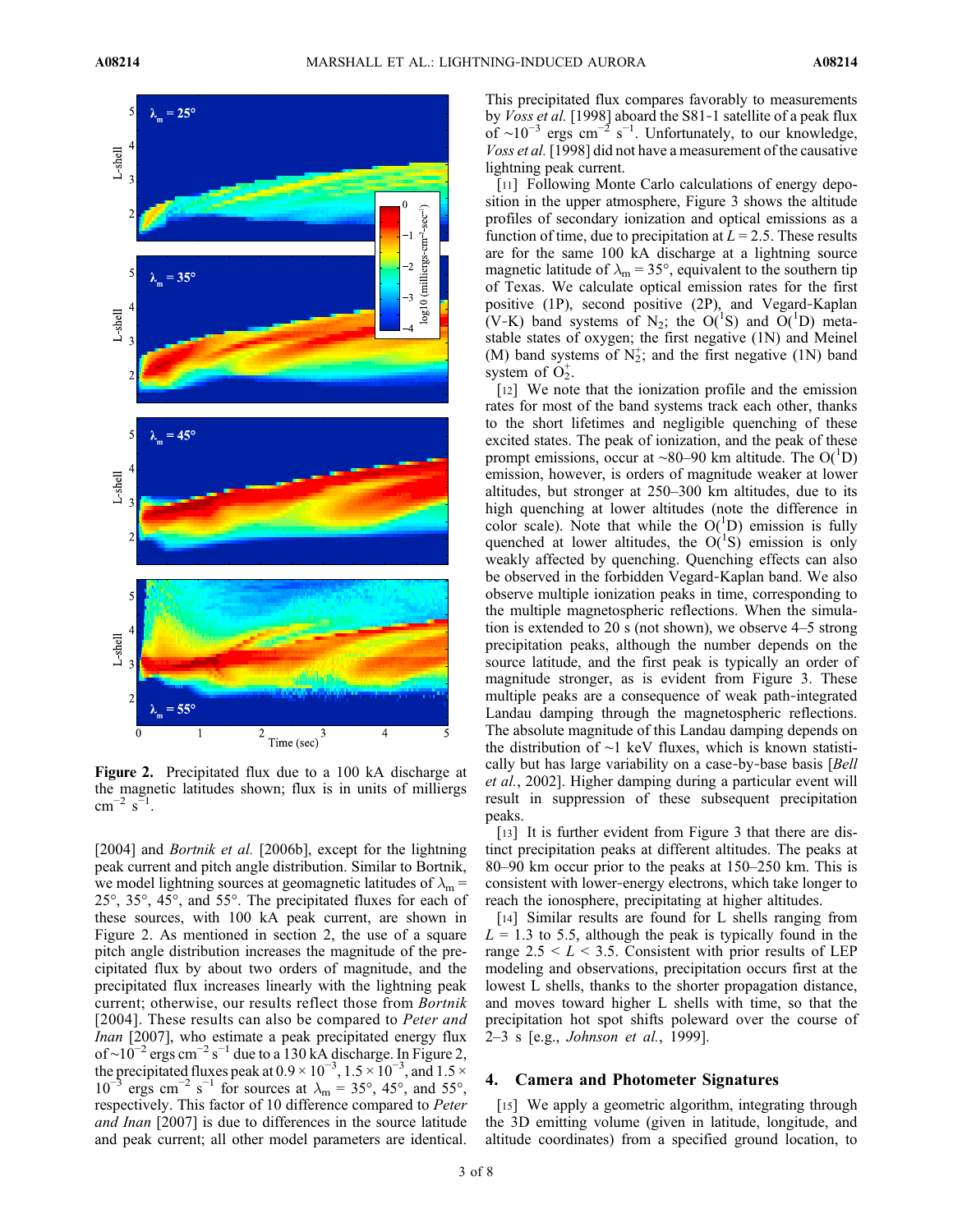**Figure 2.** Precipitated flux due to a 100 kA discharge at the magnetic latitudes shown; flux is in units of milliergs $cm^{-2}$ $s^{-1}$.

[2004] and *Bortnik et al.* [2006b], except for the lightning peak current and pitch angle distribution. Similar to Bortnik, we model lightning sources at geomagnetic latitudes of $\lambda_m$ = 25°, 35°, 45°, and 55°. The precipitated fluxes for each of these sources, with 100 kA peak current, are shown in Figure 2. As mentioned in section 2, the use of a square pitch angle distribution increases the magnitude of the precipitated flux by about two orders of magnitude, and the precipitated flux increases linearly with the lightning peak current; otherwise, our results reflect those from *Bortnik* [2004]. These results can also be compared to *Peter and Inan* [2007], who estimate a peak precipitated energy flux of ~$10^{-2}$ ergs $cm^{-2}$ $s^{-1}$ due to a 130 kA discharge. In Figure 2, the precipitated fluxes peak at $0.9 \times 10^{-3}$, $1.5 \times 10^{-3}$, and $1.5 \times 10^{-3}$ ergs $cm^{-2}$ $s^{-1}$ for sources at $\lambda_m$ = 35°, 45°, and 55°, respectively. This factor of 10 difference compared to *Peter and Inan* [2007] is due to differences in the source latitude and peak current; all other model parameters are identical. This precipitated flux compares favorably to measurements by *Voss et al.* [1998] aboard the S81-1 satellite of a peak flux of ~$10^{-3}$ ergs $cm^{-2}$ $s^{-1}$. Unfortunately, to our knowledge, *Voss et al.* [1998] did not have a measurement of the causative lightning peak current.

[11] Following Monte Carlo calculations of energy deposition in the upper atmosphere, Figure 3 shows the altitude profiles of secondary ionization and optical emissions as a function of time, due to precipitation at $L = 2.5$. These results are for the same 100 kA discharge at a lightning source magnetic latitude of $\lambda_m$ = 35°, equivalent to the southern tip of Texas. We calculate optical emission rates for the first positive (1P), second positive (2P), and Vegard-Kaplan (V-K) band systems of $N_2$; the $O(^1S)$ and $O(^1D)$ metastable states of oxygen; the first negative (1N) and Meinel (M) band systems of $N_2^+$; and the first negative (1N) band system of $O_2^+$.

[12] We note that the ionization profile and the emission rates for most of the band systems track each other, thanks to the short lifetimes and negligible quenching of these excited states. The peak of ionization, and the peak of these prompt emissions, occur at ~80–90 km altitude. The $O(^1D)$ emission, however, is orders of magnitude weaker at lower altitudes, but stronger at 250–300 km altitudes, due to its high quenching at lower altitudes (note the difference in color scale). Note that while the $O(^1D)$ emission is fully quenched at lower altitudes, the $O(^1S)$ emission is only weakly affected by quenching. Quenching effects can also be observed in the forbidden Vegard-Kaplan band. We also observe multiple ionization peaks in time, corresponding to the multiple magnetospheric reflections. When the simulation is extended to 20 s (not shown), we observe 4–5 strong precipitation peaks, although the number depends on the source latitude, and the first peak is typically an order of magnitude stronger, as is evident from Figure 3. These multiple peaks are a consequence of weak path-integrated Landau damping through the magnetospheric reflections. The absolute magnitude of this Landau damping depends on the distribution of ~1 keV fluxes, which is known statistically but has large variability on a case-by-base basis [*Bell et al.*, 2002]. Higher damping during a particular event will result in suppression of these subsequent precipitation peaks.

[13] It is further evident from Figure 3 that there are distinct precipitation peaks at different altitudes. The peaks at 80–90 km occur prior to the peaks at 150–250 km. This is consistent with lower-energy electrons, which take longer to reach the ionosphere, precipitating at higher altitudes.

[14] Similar results are found for L shells ranging from $L = 1.3$ to 5.5, although the peak is typically found in the range $2.5 < L < 3.5$. Consistent with prior results of LEP modeling and observations, precipitation occurs first at the lowest L shells, thanks to the shorter propagation distance, and moves toward higher L shells with time, so that the precipitation hot spot shifts poleward over the course of 2–3 s [e.g., *Johnson et al.*, 1999].

## 4. Camera and Photometer Signatures

[15] We apply a geometric algorithm, integrating through the 3D emitting volume (given in latitude, longitude, and altitude coordinates) from a specified ground location, to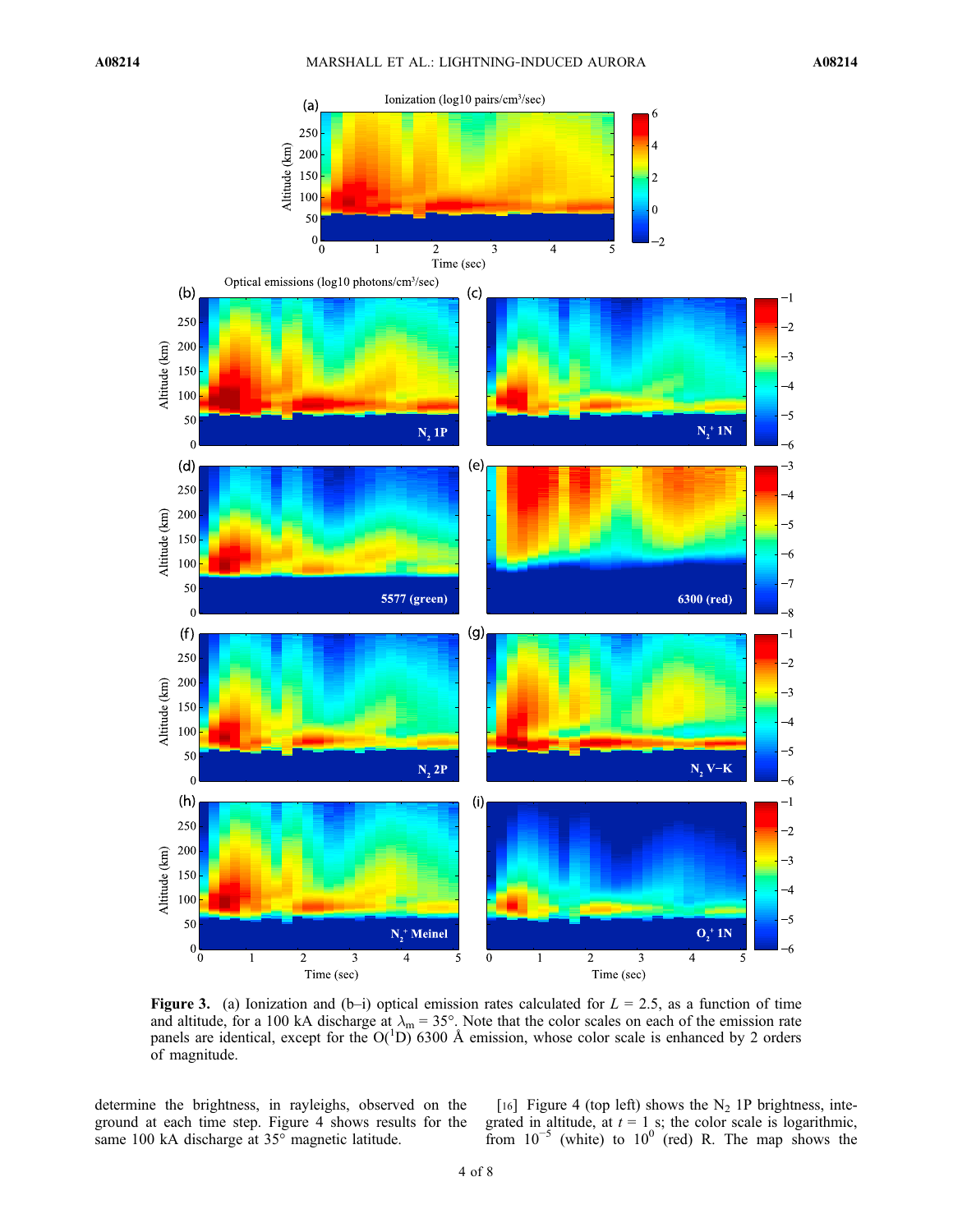**Figure 3.** (a) Ionization and (b–i) optical emission rates calculated for $L$ = 2.5, as a function of time and altitude, for a 100 kA discharge at $\lambda_m$ = 35°. Note that the color scales on each of the emission rate panels are identical, except for the O($^1$D) 6300 Å emission, whose color scale is enhanced by 2 orders of magnitude.

determine the brightness, in rayleighs, observed on the ground at each time step. Figure 4 shows results for the same 100 kA discharge at 35° magnetic latitude.

[16] Figure 4 (top left) shows the $N_2$ 1P brightness, integrated in altitude, at $t$ = 1 s; the color scale is logarithmic, from $10^{-5}$ (white) to $10^0$ (red) R. The map shows the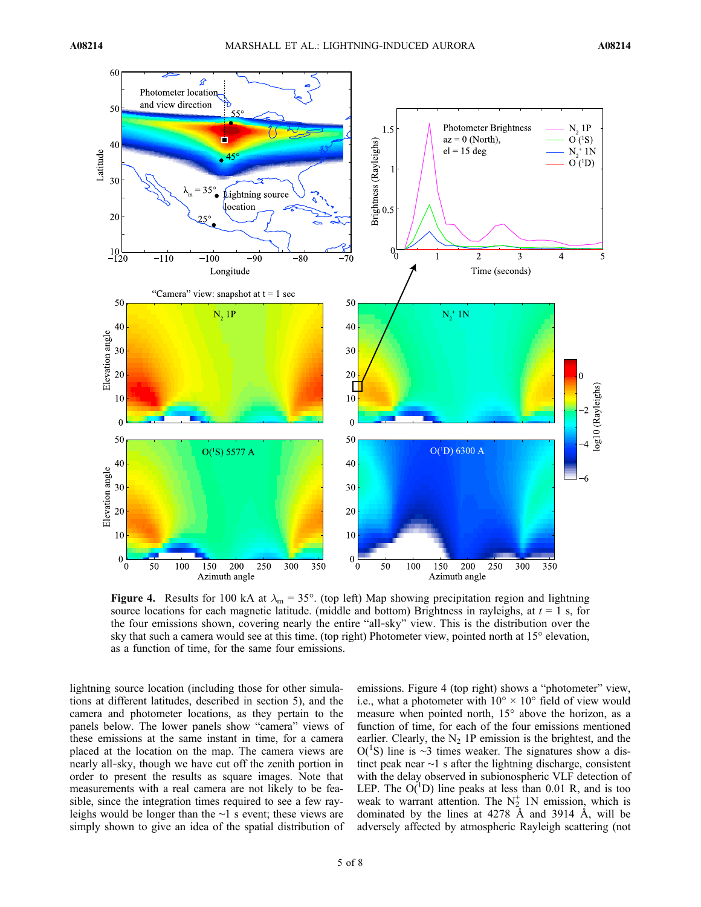**Figure 4.** Results for 100 kA at $\lambda_m = 35°$. (top left) Map showing precipitation region and lightning source locations for each magnetic latitude. (middle and bottom) Brightness in rayleighs, at $t = 1$ s, for the four emissions shown, covering nearly the entire "all-sky" view. This is the distribution over the sky that such a camera would see at this time. (top right) Photometer view, pointed north at 15° elevation, as a function of time, for the same four emissions.

lightning source location (including those for other simulations at different latitudes, described in section 5), and the camera and photometer locations, as they pertain to the panels below. The lower panels show "camera" views of these emissions at the same instant in time, for a camera placed at the location on the map. The camera views are nearly all-sky, though we have cut off the zenith portion in order to present the results as square images. Note that measurements with a real camera are not likely to be feasible, since the integration times required to see a few rayleighs would be longer than the ~1 s event; these views are simply shown to give an idea of the spatial distribution of emissions. Figure 4 (top right) shows a "photometer" view, i.e., what a photometer with 10° × 10° field of view would measure when pointed north, 15° above the horizon, as a function of time, for each of the four emissions mentioned earlier. Clearly, the $N_2$ 1P emission is the brightest, and the O($^1$S) line is ~3 times weaker. The signatures show a distinct peak near ~1 s after the lightning discharge, consistent with the delay observed in subionospheric VLF detection of LEP. The O($^1$D) line peaks at less than 0.01 R, and is too weak to warrant attention. The $N_2^+$ 1N emission, which is dominated by the lines at 4278 Å and 3914 Å, will be adversely affected by atmospheric Rayleigh scattering (not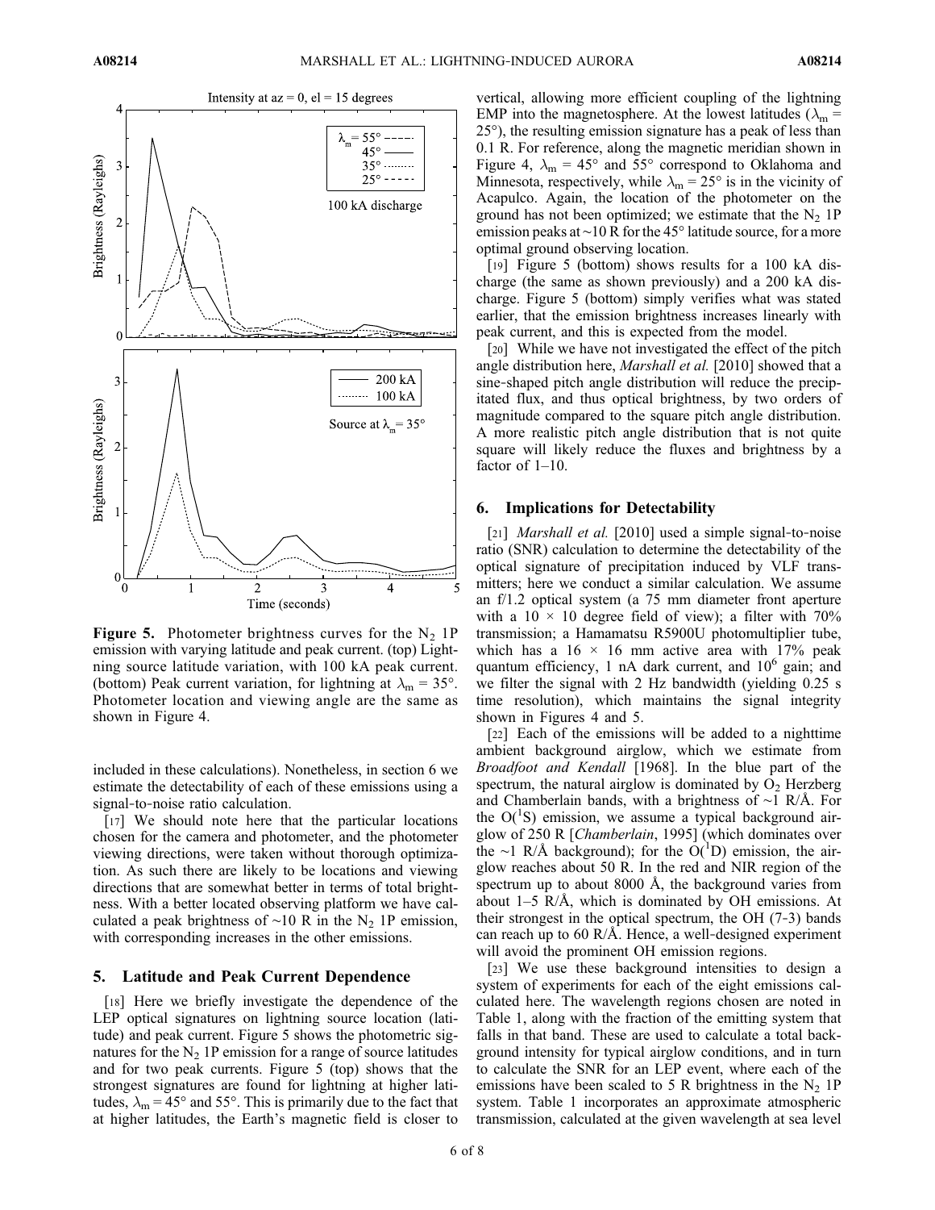**Figure 5.** Photometer brightness curves for the $N_2$ 1P emission with varying latitude and peak current. (top) Lightning source latitude variation, with 100 kA peak current. (bottom) Peak current variation, for lightning at $\lambda_m = 35°$. Photometer location and viewing angle are the same as shown in Figure 4.

included in these calculations). Nonetheless, in section 6 we estimate the detectability of each of these emissions using a signal-to-noise ratio calculation.

[17] We should note here that the particular locations chosen for the camera and photometer, and the photometer viewing directions, were taken without thorough optimization. As such there are likely to be locations and viewing directions that are somewhat better in terms of total brightness. With a better located observing platform we have calculated a peak brightness of ~10 R in the $N_2$ 1P emission, with corresponding increases in the other emissions.

## 5. Latitude and Peak Current Dependence

[18] Here we briefly investigate the dependence of the LEP optical signatures on lightning source location (latitude) and peak current. Figure 5 shows the photometric signatures for the $N_2$ 1P emission for a range of source latitudes and for two peak currents. Figure 5 (top) shows that the strongest signatures are found for lightning at higher latitudes, $\lambda_m = 45°$ and 55°. This is primarily due to the fact that at higher latitudes, the Earth's magnetic field is closer to vertical, allowing more efficient coupling of the lightning EMP into the magnetosphere. At the lowest latitudes ($\lambda_m$ = 25°), the resulting emission signature has a peak of less than 0.1 R. For reference, along the magnetic meridian shown in Figure 4, $\lambda_m$ = 45° and 55° correspond to Oklahoma and Minnesota, respectively, while $\lambda_m$ = 25° is in the vicinity of Acapulco. Again, the location of the photometer on the ground has not been optimized; we estimate that the $N_2$ 1P emission peaks at ~10 R for the 45° latitude source, for a more optimal ground observing location.

[19] Figure 5 (bottom) shows results for a 100 kA discharge (the same as shown previously) and a 200 kA discharge. Figure 5 (bottom) simply verifies what was stated earlier, that the emission brightness increases linearly with peak current, and this is expected from the model.

[20] While we have not investigated the effect of the pitch angle distribution here, *Marshall et al.* [2010] showed that a sine-shaped pitch angle distribution will reduce the precipitated flux, and thus optical brightness, by two orders of magnitude compared to the square pitch angle distribution. A more realistic pitch angle distribution that is not quite square will likely reduce the fluxes and brightness by a factor of 1–10.

## 6. Implications for Detectability

[21] *Marshall et al.* [2010] used a simple signal-to-noise ratio (SNR) calculation to determine the detectability of the optical signature of precipitation induced by VLF transmitters; here we conduct a similar calculation. We assume an f/1.2 optical system (a 75 mm diameter front aperture with a 10 × 10 degree field of view); a filter with 70% transmission; a Hamamatsu R5900U photomultiplier tube, which has a 16 × 16 mm active area with 17% peak quantum efficiency, 1 nA dark current, and $10^6$ gain; and we filter the signal with 2 Hz bandwidth (yielding 0.25 s time resolution), which maintains the signal integrity shown in Figures 4 and 5.

[22] Each of the emissions will be added to a nighttime ambient background airglow, which we estimate from *Broadfoot and Kendall* [1968]. In the blue part of the spectrum, the natural airglow is dominated by $O_2$ Herzberg and Chamberlain bands, with a brightness of ~1 R/Å. For the $O(^1S)$ emission, we assume a typical background airglow of 250 R [*Chamberlain*, 1995] (which dominates over the ~1 R/Å background); for the $O(^1D)$ emission, the airglow reaches about 50 R. In the red and NIR region of the spectrum up to about 8000 Å, the background varies from about 1–5 R/Å, which is dominated by OH emissions. At their strongest in the optical spectrum, the OH (7-3) bands can reach up to 60 R/Å. Hence, a well-designed experiment will avoid the prominent OH emission regions.

[23] We use these background intensities to design a system of experiments for each of the eight emissions calculated here. The wavelength regions chosen are noted in Table 1, along with the fraction of the emitting system that falls in that band. These are used to calculate a total background intensity for typical airglow conditions, and in turn to calculate the SNR for an LEP event, where each of the emissions have been scaled to 5 R brightness in the $N_2$ 1P system. Table 1 incorporates an approximate atmospheric transmission, calculated at the given wavelength at sea level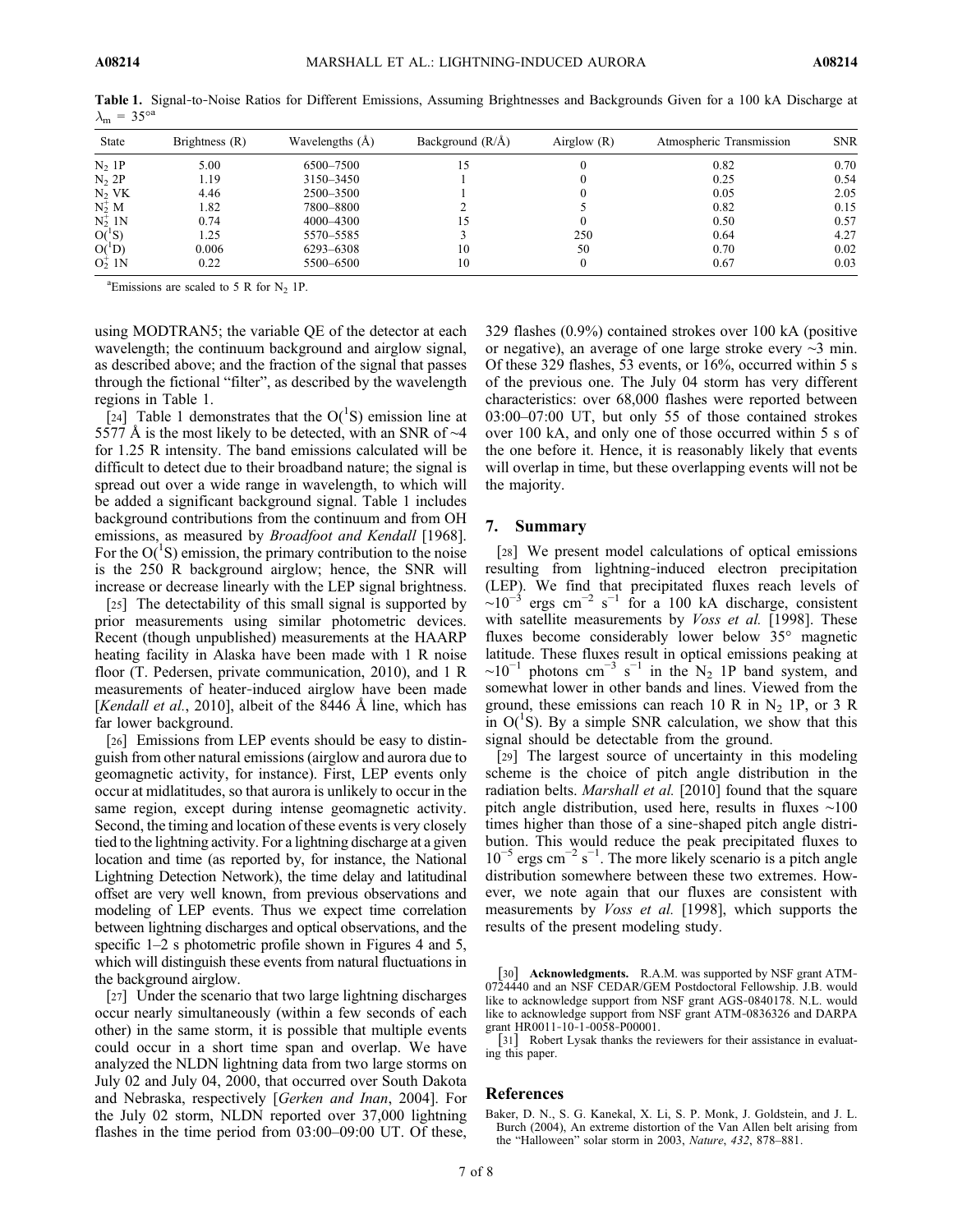**Table 1.** Signal-to-Noise Ratios for Different Emissions, Assuming Brightnesses and Backgrounds Given for a 100 kA Discharge at $\lambda_m = 35°$[a]

| State | Brightness (R) | Wavelengths (Å) | Background (R/Å) | Airglow (R) | Atmospheric Transmission | SNR |
|---|---|---|---|---|---|---|
| $N_2$ 1P | 5.00 | 6500–7500 | 15 | 0 | 0.82 | 0.70 |
| $N_2$ 2P | 1.19 | 3150–3450 | 1 | 0 | 0.25 | 0.54 |
| $N_2$ VK | 4.46 | 2500–3500 | 1 | 0 | 0.05 | 2.05 |
| $N_2^+$ M | 1.82 | 7800–8800 | 2 | 5 | 0.82 | 0.15 |
| $N_2^+$ 1N | 0.74 | 4000–4300 | 15 | 0 | 0.50 | 0.57 |
| $O(^1S)$ | 1.25 | 5570–5585 | 3 | 250 | 0.64 | 4.27 |
| $O(^1D)$ | 0.006 | 6293–6308 | 10 | 50 | 0.70 | 0.02 |
| $O_2^+$ 1N | 0.22 | 5500–6500 | 10 | 0 | 0.67 | 0.03 |

[a]Emissions are scaled to 5 R for $N_2$ 1P.

using MODTRAN5; the variable QE of the detector at each wavelength; the continuum background and airglow signal, as described above; and the fraction of the signal that passes through the fictional "filter", as described by the wavelength regions in Table 1.

[24] Table 1 demonstrates that the $O(^1S)$ emission line at 5577 Å is the most likely to be detected, with an SNR of ~4 for 1.25 R intensity. The band emissions calculated will be difficult to detect due to their broadband nature; the signal is spread out over a wide range in wavelength, to which will be added a significant background signal. Table 1 includes background contributions from the continuum and from OH emissions, as measured by *Broadfoot and Kendall* [1968]. For the $O(^1S)$ emission, the primary contribution to the noise is the 250 R background airglow; hence, the SNR will increase or decrease linearly with the LEP signal brightness.

[25] The detectability of this small signal is supported by prior measurements using similar photometric devices. Recent (though unpublished) measurements at the HAARP heating facility in Alaska have been made with 1 R noise floor (T. Pedersen, private communication, 2010), and 1 R measurements of heater-induced airglow have been made [*Kendall et al.*, 2010], albeit of the 8446 Å line, which has far lower background.

[26] Emissions from LEP events should be easy to distinguish from other natural emissions (airglow and aurora due to geomagnetic activity, for instance). First, LEP events only occur at midlatitudes, so that aurora is unlikely to occur in the same region, except during intense geomagnetic activity. Second, the timing and location of these events is very closely tied to the lightning activity. For a lightning discharge at a given location and time (as reported by, for instance, the National Lightning Detection Network), the time delay and latitudinal offset are very well known, from previous observations and modeling of LEP events. Thus we expect time correlation between lightning discharges and optical observations, and the specific 1–2 s photometric profile shown in Figures 4 and 5, which will distinguish these events from natural fluctuations in the background airglow.

[27] Under the scenario that two large lightning discharges occur nearly simultaneously (within a few seconds of each other) in the same storm, it is possible that multiple events could occur in a short time span and overlap. We have analyzed the NLDN lightning data from two large storms on July 02 and July 04, 2000, that occurred over South Dakota and Nebraska, respectively [*Gerken and Inan*, 2004]. For the July 02 storm, NLDN reported over 37,000 lightning flashes in the time period from 03:00–09:00 UT. Of these, 329 flashes (0.9%) contained strokes over 100 kA (positive or negative), an average of one large stroke every ~3 min. Of these 329 flashes, 53 events, or 16%, occurred within 5 s of the previous one. The July 04 storm has very different characteristics: over 68,000 flashes were reported between 03:00–07:00 UT, but only 55 of those contained strokes over 100 kA, and only one of those occurred within 5 s of the one before it. Hence, it is reasonably likely that events will overlap in time, but these overlapping events will not be the majority.

## 7. Summary

[28] We present model calculations of optical emissions resulting from lightning-induced electron precipitation (LEP). We find that precipitated fluxes reach levels of $\sim 10^{-3}$ ergs cm$^{-2}$ s$^{-1}$ for a 100 kA discharge, consistent with satellite measurements by *Voss et al.* [1998]. These fluxes become considerably lower below 35° magnetic latitude. These fluxes result in optical emissions peaking at $\sim 10^{-1}$ photons cm$^{-3}$ s$^{-1}$ in the $N_2$ 1P band system, and somewhat lower in other bands and lines. Viewed from the ground, these emissions can reach 10 R in $N_2$ 1P, or 3 R in $O(^1S)$. By a simple SNR calculation, we show that this signal should be detectable from the ground.

[29] The largest source of uncertainty in this modeling scheme is the choice of pitch angle distribution in the radiation belts. *Marshall et al.* [2010] found that the square pitch angle distribution, used here, results in fluxes ~100 times higher than those of a sine-shaped pitch angle distribution. This would reduce the peak precipitated fluxes to $10^{-5}$ ergs cm$^{-2}$ s$^{-1}$. The more likely scenario is a pitch angle distribution somewhere between these two extremes. However, we note again that our fluxes are consistent with measurements by *Voss et al.* [1998], which supports the results of the present modeling study.

[30] **Acknowledgments.** R.A.M. was supported by NSF grant ATM-0724440 and an NSF CEDAR/GEM Postdoctoral Fellowship. J.B. would like to acknowledge support from NSF grant AGS-0840178. N.L. would like to acknowledge support from NSF grant ATM-0836326 and DARPA grant HR0011-10-1-0058-P00001.

[31] Robert Lysak thanks the reviewers for their assistance in evaluating this paper.

## References

Baker, D. N., S. G. Kanekal, X. Li, S. P. Monk, J. Goldstein, and J. L. Burch (2004), An extreme distortion of the Van Allen belt arising from the "Halloween" solar storm in 2003, *Nature*, *432*, 878–881.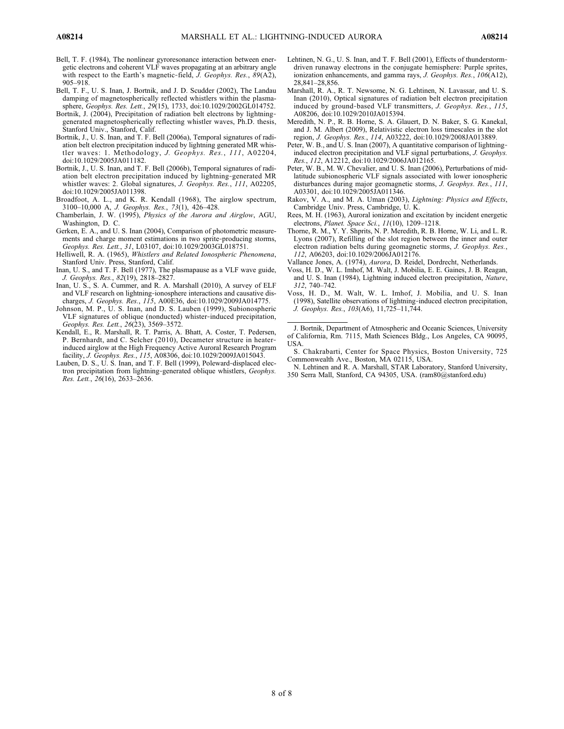Bell, T. F. (1984), The nonlinear gyroresonance interaction between energetic electrons and coherent VLF waves propagating at an arbitrary angle with respect to the Earth's magnetic-field, *J. Geophys. Res.*, *89*(A2), 905–918.

Bell, T. F., U. S. Inan, J. Bortnik, and J. D. Scudder (2002), The Landau damping of magnetospherically reflected whistlers within the plasmasphere, *Geophys. Res. Lett.*, *29*(15), 1733, doi:10.1029/2002GL014752.

Bortnik, J. (2004), Precipitation of radiation belt electrons by lightning-generated magnetospherically reflecting whistler waves, Ph.D. thesis, Stanford Univ., Stanford, Calif.

Bortnik, J., U. S. Inan, and T. F. Bell (2006a), Temporal signatures of radiation belt electron precipitation induced by lightning generated MR whistler waves: 1. Methodology, *J. Geophys. Res.*, *111*, A02204, doi:10.1029/2005JA011182.

Bortnik, J., U. S. Inan, and T. F. Bell (2006b), Temporal signatures of radiation belt electron precipitation induced by lightning-generated MR whistler waves: 2. Global signatures, *J. Geophys. Res.*, *111*, A02205, doi:10.1029/2005JA011398.

Broadfoot, A. L., and K. R. Kendall (1968), The airglow spectrum, 3100–10,000 A, *J. Geophys. Res.*, *73*(1), 426–428.

Chamberlain, J. W. (1995), *Physics of the Aurora and Airglow*, AGU, Washington, D. C.

Gerken, E. A., and U. S. Inan (2004), Comparison of photometric measurements and charge moment estimations in two sprite-producing storms, *Geophys. Res. Lett.*, *31*, L03107, doi:10.1029/2003GL018751.

Helliwell, R. A. (1965), *Whistlers and Related Ionospheric Phenomena*, Stanford Univ. Press, Stanford, Calif.

Inan, U. S., and T. F. Bell (1977), The plasmapause as a VLF wave guide, *J. Geophys. Res.*, *82*(19), 2818–2827.

Inan, U. S., S. A. Cummer, and R. A. Marshall (2010), A survey of ELF and VLF research on lightning-ionosphere interactions and causative discharges, *J. Geophys. Res.*, *115*, A00E36, doi:10.1029/2009JA014775.

Johnson, M. P., U. S. Inan, and D. S. Lauben (1999), Subionospheric VLF signatures of oblique (nonducted) whister-induced precipitation, *Geophys. Res. Lett.*, *26*(23), 3569–3572.

Kendall, E., R. Marshall, R. T. Parris, A. Bhatt, A. Coster, T. Pedersen, P. Bernhardt, and C. Selcher (2010), Decameter structure in heater-induced airglow at the High Frequency Active Auroral Research Program facility, *J. Geophys. Res.*, *115*, A08306, doi:10.1029/2009JA015043.

Lauben, D. S., U. S. Inan, and T. F. Bell (1999), Poleward-displaced electron precipitation from lightning-generated oblique whistlers, *Geophys. Res. Lett.*, *26*(16), 2633–2636.

Lehtinen, N. G., U. S. Inan, and T. F. Bell (2001), Effects of thunderstorm-driven runaway electrons in the conjugate hemisphere: Purple sprites, ionization enhancements, and gamma rays, *J. Geophys. Res.*, *106*(A12), 28,841–28,856.

Marshall, R. A., R. T. Newsome, N. G. Lehtinen, N. Lavassar, and U. S. Inan (2010), Optical signatures of radiation belt electron precipitation induced by ground-based VLF transmitters, *J. Geophys. Res.*, *115*, A08206, doi:10.1029/2010JA015394.

Meredith, N. P., R. B. Horne, S. A. Glauert, D. N. Baker, S. G. Kanekal, and J. M. Albert (2009), Relativistic electron loss timescales in the slot region, *J. Geophys. Res.*, *114*, A03222, doi:10.1029/2008JA013889.

Peter, W. B., and U. S. Inan (2007), A quantitative comparison of lightning-induced electron precipitation and VLF signal perturbations, *J. Geophys. Res.*, *112*, A12212, doi:10.1029/2006JA012165.

Peter, W. B., M. W. Chevalier, and U. S. Inan (2006), Perturbations of mid-latitude subionospheric VLF signals associated with lower ionospheric disturbances during major geomagnetic storms, *J. Geophys. Res.*, *111*, A03301, doi:10.1029/2005JA011346.

Rakov, V. A., and M. A. Uman (2003), *Lightning: Physics and Effects*, Cambridge Univ. Press, Cambridge, U. K.

Rees, M. H. (1963), Auroral ionization and excitation by incident energetic electrons, *Planet. Space Sci.*, *11*(10), 1209–1218.

Thorne, R. M., Y. Y. Shprits, N. P. Meredith, R. B. Horne, W. Li, and L. R. Lyons (2007), Refilling of the slot region between the inner and outer electron radiation belts during geomagnetic storms, *J. Geophys. Res.*, *112*, A06203, doi:10.1029/2006JA012176.

Vallance Jones, A. (1974), *Aurora*, D. Reidel, Dordrecht, Netherlands.

Voss, H. D., W. L. Imhof, M. Walt, J. Mobilia, E. E. Gaines, J. B. Reagan, and U. S. Inan (1984), Lightning induced electron precipitation, *Nature*, *312*, 740–742.

Voss, H. D., M. Walt, W. L. Imhof, J. Mobilia, and U. S. Inan (1998), Satellite observations of lightning-induced electron precipitation, *J. Geophys. Res.*, *103*(A6), 11,725–11,744.

---

J. Bortnik, Department of Atmospheric and Oceanic Sciences, University of California, Rm. 7115, Math Sciences Bldg., Los Angeles, CA 90095, USA.

S. Chakrabarti, Center for Space Physics, Boston University, 725 Commonwealth Ave., Boston, MA 02115, USA.

N. Lehtinen and R. A. Marshall, STAR Laboratory, Stanford University, 350 Serra Mall, Stanford, CA 94305, USA. (ram80@stanford.edu)